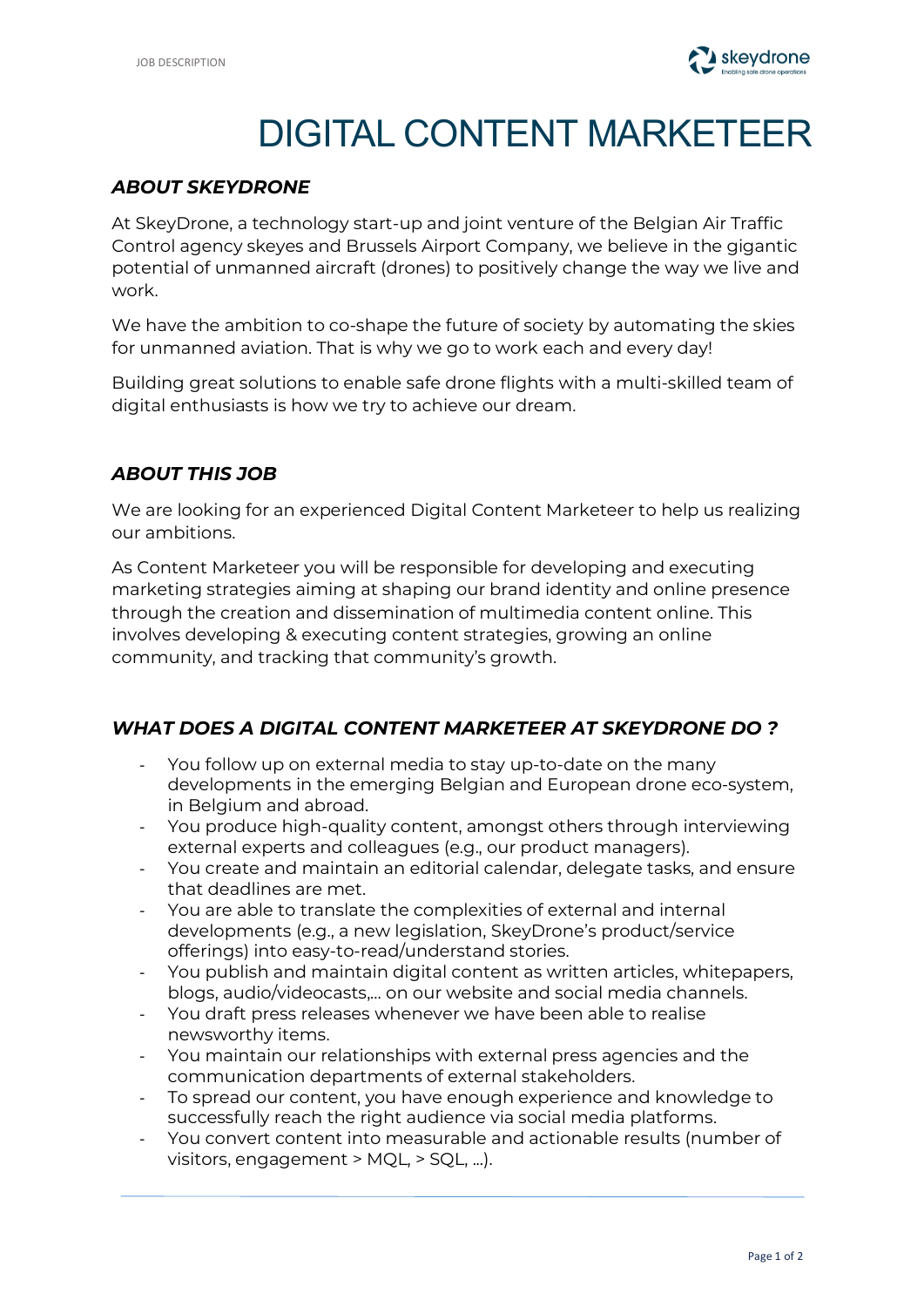# DIGITAL CONTENT MARKETEER

## *ABOUT SKEYDRONE*

At SkeyDrone, a technology start-up and joint venture of the Belgian Air Traffic Control agency skeyes and Brussels Airport Company, we believe in the gigantic potential of unmanned aircraft (drones) to positively change the way we live and work.

We have the ambition to co-shape the future of society by automating the skies for unmanned aviation. That is why we go to work each and every day!

Building great solutions to enable safe drone flights with a multi-skilled team of digital enthusiasts is how we try to achieve our dream.

## *ABOUT THIS JOB*

We are looking for an experienced Digital Content Marketeer to help us realizing our ambitions.

As Content Marketeer you will be responsible for developing and executing marketing strategies aiming at shaping our brand identity and online presence through the creation and dissemination of multimedia content online. This involves developing & executing content strategies, growing an online community, and tracking that community's growth.

## *WHAT DOES A DIGITAL CONTENT MARKETEER AT SKEYDRONE DO ?*

- You follow up on external media to stay up-to-date on the many developments in the emerging Belgian and European drone eco-system, in Belgium and abroad.
- You produce high-quality content, amongst others through interviewing external experts and colleagues (e.g., our product managers).
- You create and maintain an editorial calendar, delegate tasks, and ensure that deadlines are met.
- You are able to translate the complexities of external and internal developments (e.g., a new legislation, SkeyDrone's product/service offerings) into easy-to-read/understand stories.
- You publish and maintain digital content as written articles, whitepapers, blogs, audio/videocasts,… on our website and social media channels.
- You draft press releases whenever we have been able to realise newsworthy items.
- You maintain our relationships with external press agencies and the communication departments of external stakeholders.
- To spread our content, you have enough experience and knowledge to successfully reach the right audience via social media platforms.
- You convert content into measurable and actionable results (number of visitors, engagement > MQL, > SQL, …).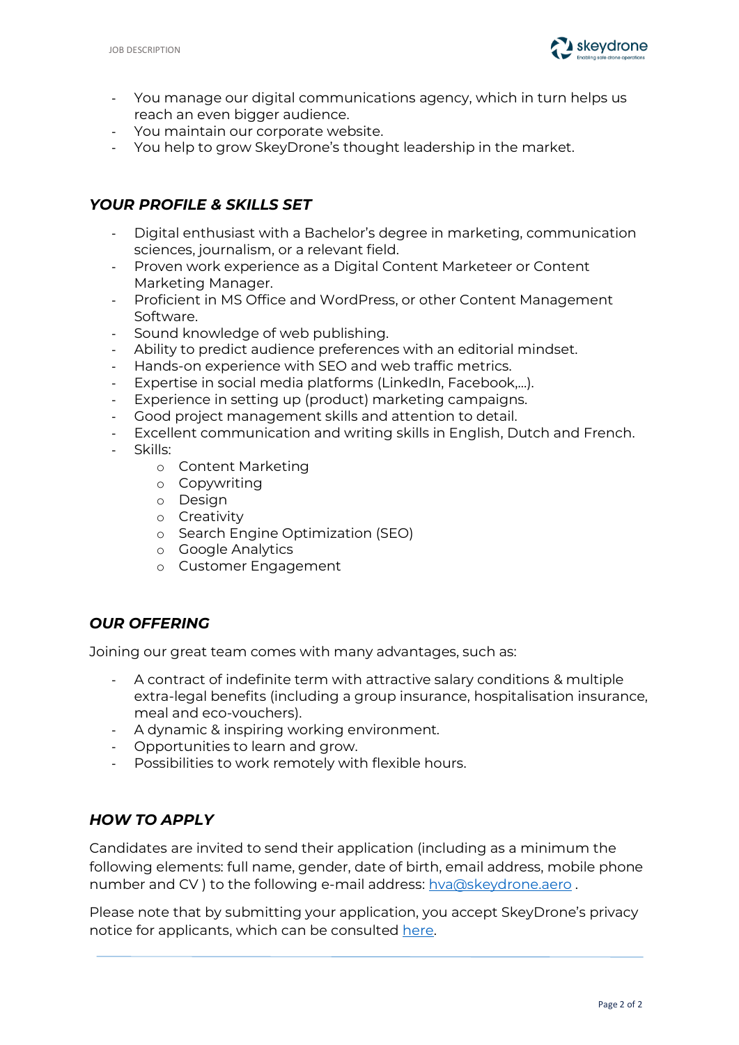- You manage our digital communications agency, which in turn helps us reach an even bigger audience.
- You maintain our corporate website.
- You help to grow SkeyDrone's thought leadership in the market.

## *YOUR PROFILE & SKILLS SET*

- Digital enthusiast with a Bachelor's degree in marketing, communication sciences, journalism, or a relevant field.
- Proven work experience as a Digital Content Marketeer or Content Marketing Manager.
- Proficient in MS Office and WordPress, or other Content Management Software.
- Sound knowledge of web publishing.
- Ability to predict audience preferences with an editorial mindset.
- Hands-on experience with SEO and web traffic metrics.
- Expertise in social media platforms (LinkedIn, Facebook,...).
- Experience in setting up (product) marketing campaigns.
- Good project management skills and attention to detail.
- Excellent communication and writing skills in English, Dutch and French.
- Skills:
    - Content Marketing
    - Copywriting
    - Design
    - Creativity
    - Search Engine Optimization (SEO)
    - Google Analytics
    - Customer Engagement

## *OUR OFFERING*

Joining our great team comes with many advantages, such as:

- A contract of indefinite term with attractive salary conditions & multiple extra-legal benefits (including a group insurance, hospitalisation insurance, meal and eco-vouchers).
- A dynamic & inspiring working environment.
- Opportunities to learn and grow.
- Possibilities to work remotely with flexible hours.

## *HOW TO APPLY*

Candidates are invited to send their application (including as a minimum the following elements: full name, gender, date of birth, email address, mobile phone number and CV ) to the following e-mail address: hva@skeydrone.aero .

Please note that by submitting your application, you accept SkeyDrone's privacy notice for applicants, which can be consulted here.